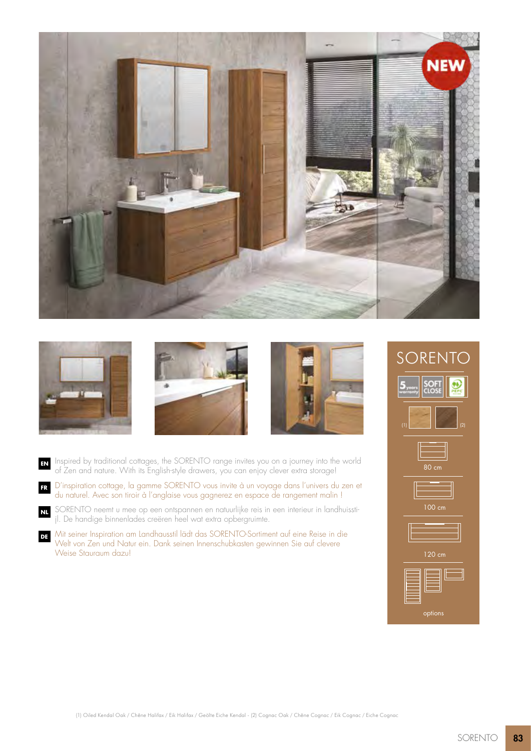NEW

**EN** Inspired by traditional cottages, the SORENTO range invites you on a journey into the world of Zen and nature. With its English-style drawers, you can enjoy clever extra storage!

**FR** D'inspiration cottage, la gamme SORENTO vous invite à un voyage dans l'univers du zen et du naturel. Avec son tiroir à l'anglaise vous gagnerez en espace de rangement malin !

**NL** SORENTO neemt u mee op een ontspannen en natuurlijke reis in een interieur in landhuisstijl. De handige binnenlades creëren heel wat extra opbergruimte.

**DE** Mit seiner Inspiration am Landhausstil lädt das SORENTO-Sortiment auf eine Reise in die Welt von Zen und Natur ein. Dank seinen Innenschubkasten gewinnen Sie auf clevere Weise Stauraum dazu!

# SORENTO

5 years warranty | SOFT CLOSE | PEFC

(1) (2)

80 cm

100 cm

120 cm

options

(1) Oiled Kendal Oak / Chêne Halifax / Eik Halifax / Geölte Eiche Kendal - (2) Cognac Oak / Chêne Cognac / Eik Cognac / Eiche Cognac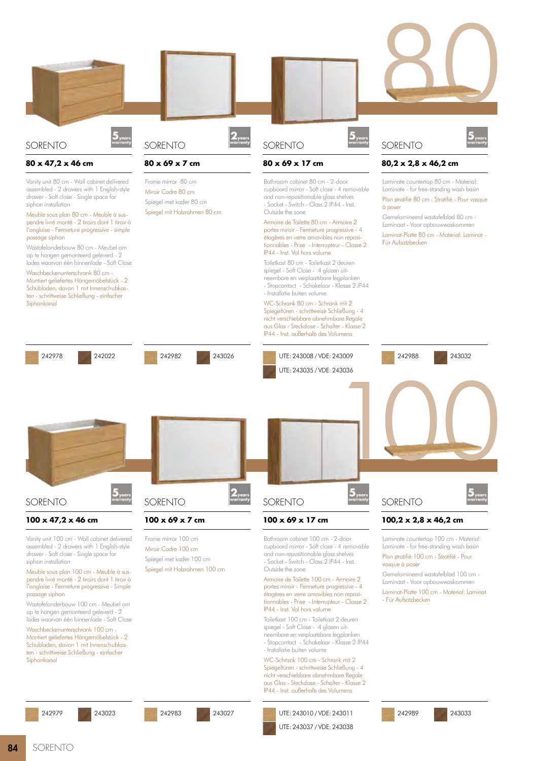# 80

## SORENTO

5 years warranty

### 80 x 47,2 x 46 cm

Vanity unit 80 cm - Wall cabinet delivered assembled - 2 drawers with 1 English-style drawer - Soft close - Single space for siphon installation

Meuble sous plan 80 cm - Meuble à suspendre livré monté - 2 tiroirs dont 1 tiroir à l'anglaise - Fermeture progressive - simple passage siphon

Wastafelonderbouw 80 cm - Meubel om op te hangen gemonteerd geleverd - 2 lades waarvan één binnenlade - Soft Close

Waschbeckenunterschrank 80 cm - Montiert geliefertes Hängemöbelstück - 2 Schubladen, davon 1 mit Innenschubkasten - schrittweise Schließung - einfacher Siphonkanal

242978 | 242022

## SORENTO

2 years warranty

### 80 x 69 x 7 cm

Frame mirror 80 cm

Miroir Cadre 80 cm

Spiegel met kader 80 cm

Spiegel mit Holzrahmen 80 cm

242982 | 243026

## SORENTO

5 years warranty

### 80 x 69 x 17 cm

Bathroom cabinet 80 cm - 2-door cupboard mirror - Soft close - 4 removable and non-repositionable glass shelves - Socket - Switch - Class 2 IP44 - Inst. Outside the zone

Armoire de Toilette 80 cm - Armoire 2 portes miroir - Fermeture progressive - 4 étagères en verre amovibles non repositionnables - Prise - Interrupteur - Classe 2 IP44 - Inst. Vol hors volume

Toiletkast 80 cm - Toiletkast 2 deuren spiegel - Soft Close - 4 glazen uitneembare en verplaatsbare legplanken - Stopcontact - Schakelaar - Klasse 2 IP44 - Installatie buiten volume

WC-Schrank 80 cm - Schrank mit 2 Spiegeltüren - schrittweise Schließung - 4 nicht verschiebbare abnehmbare Regale aus Glas - Steckdose - Schalter - Klasse 2 IP44 - Inst. außerhalb des Volumens

UTE: 243008 / VDE: 243009

UTE: 243035 / VDE: 243036

## SORENTO

5 years warranty

### 80,2 x 2,8 x 46,2 cm

Laminate countertop 80 cm - Material: Laminate - for free-standing wash basin

Plan stratifié 80 cm - Stratifié - Pour vasque à poser

Gemelamineerd wastafelblad 80 cm - Laminaat - Voor opbouwwaskommen

Laminat-Platte 80 cm - Material: Laminat - Für Aufsatzbecken

242988 | 243032

# 100

## SORENTO

5 years warranty

### 100 x 47,2 x 46 cm

Vanity unit 100 cm - Wall cabinet delivered assembled - 2 drawers with 1 English-style drawer - Soft close - Single space for siphon installation

Meuble sous plan 100 cm - Meuble à suspendre livré monté - 2 tiroirs dont 1 tiroir à l'anglaise - Fermeture progressive - Simple passage siphon

Wastafelonderbouw 100 cm - Meubel om op te hangen gemonteerd geleverd - 2 lades waarvan één binnenlade - Soft Close

Waschbeckenunterschrank 100 cm - Montiert geliefertes Hängemöbelstück - 2 Schubladen, davon 1 mit Innenschubkasten - schrittweise Schließung - einfacher Siphonkanal

242979 | 243023

## SORENTO

2 years warranty

### 100 x 69 x 7 cm

Frame mirror 100 cm

Miroir Cadre 100 cm

Spiegel met kader 100 cm

Spiegel mit Holzrahmen 100 cm

242983 | 243027

## SORENTO

5 years warranty

### 100 x 69 x 17 cm

Bathroom cabinet 100 cm - 2-door cupboard mirror - Soft close - 4 removable and non-repositionable glass shelves - Socket - Switch - Class 2 IP44 - Inst. Outside the zone

Armoire de Toilette 100 cm - Armoire 2 portes miroir - Fermeture progressive - 4 étagères en verre amovibles non repositionnables - Prise - Interrupteur - Classe 2 IP44 - Inst. Vol hors volume

Toiletkast 100 cm - Toiletkast 2 deuren spiegel - Soft Close - 4 glazen uitneembare en verplaatsbare legplanken - Stopcontact - Schakelaar - Klasse 2 IP44 - Installatie buiten volume

WC-Schrank 100 cm - Schrank mit 2 Spiegeltüren - schrittweise Schließung - 4 nicht verschiebbare abnehmbare Regale aus Glas - Steckdose - Schalter - Klasse 2 IP44 - Inst. außerhalb des Volumens

UTE: 243010 / VDE: 243011

UTE: 243037 / VDE: 243038

## SORENTO

5 years warranty

### 100,2 x 2,8 x 46,2 cm

Laminate countertop 100 cm - Material: Laminate - for free-standing wash basin

Plan stratifié 100 cm - Stratifié - Pour vasque à poser

Gemelamineerd wastafelblad 100 cm - Laminaat - Voor opbouwwaskommen

Laminat-Platte 100 cm - Material: Laminat - Für Aufsatzbecken

242989 | 243033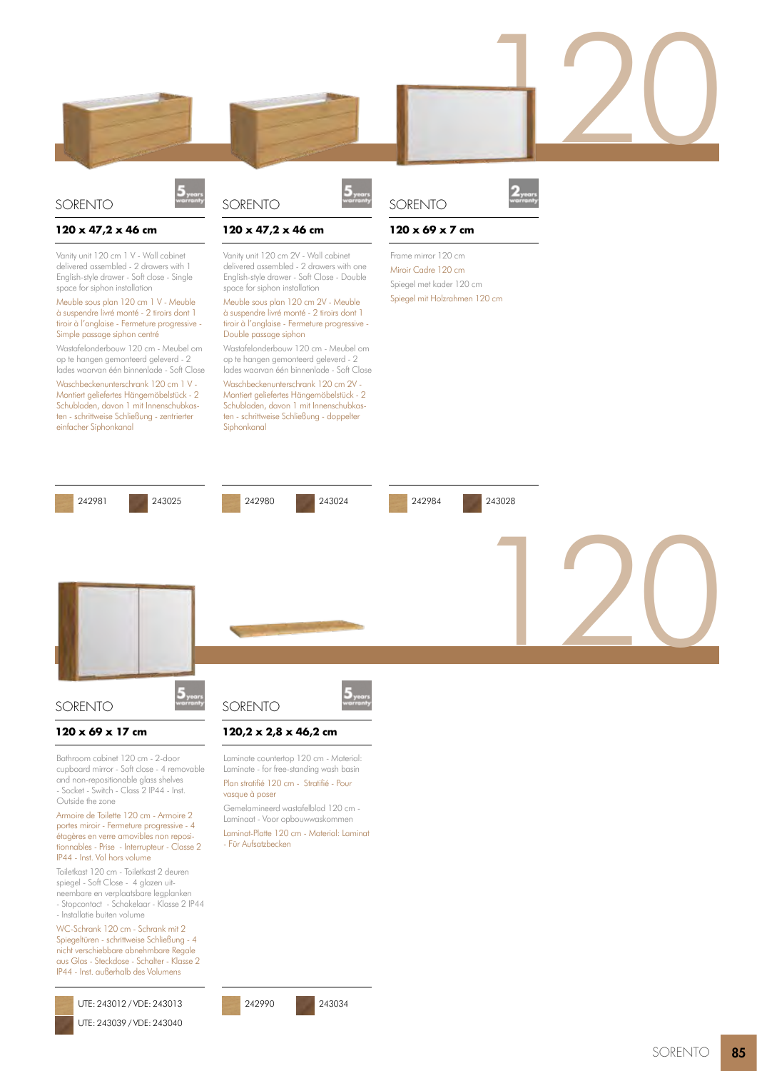## SORENTO

5 years warranty

### 120 x 47,2 x 46 cm

Vanity unit 120 cm 1 V - Wall cabinet delivered assembled - 2 drawers with 1 English-style drawer - Soft close - Single space for siphon installation

Meuble sous plan 120 cm 1 V - Meuble à suspendre livré monté - 2 tiroirs dont 1 tiroir à l'anglaise - Fermeture progressive - Simple passage siphon centré

Wastafelonderbouw 120 cm - Meubel om op te hangen gemonteerd geleverd - 2 lades waarvan één binnenlade - Soft Close

Waschbeckenunterschrank 120 cm 1 V - Montiert geliefertes Hängemöbelstück - 2 Schubladen, davon 1 mit Innenschubkasten - schrittweise Schließung - zentrierter einfacher Siphonkanal

242981 | 243025

## SORENTO

5 years warranty

### 120 x 47,2 x 46 cm

Vanity unit 120 cm 2V - Wall cabinet delivered assembled - 2 drawers with one English-style drawer - Soft Close - Double space for siphon installation

Meuble sous plan 120 cm 2V - Meuble à suspendre livré monté - 2 tiroirs dont 1 tiroir à l'anglaise - Fermeture progressive - Double passage siphon

Wastafelonderbouw 120 cm - Meubel om op te hangen gemonteerd geleverd - 2 lades waarvan één binnenlade - Soft Close

Waschbeckenunterschrank 120 cm 2V - Montiert geliefertes Hängemöbelstück - 2 Schubladen, davon 1 mit Innenschubkasten - schrittweise Schließung - doppelter Siphonkanal

242980 | 243024

## SORENTO

2 years warranty

### 120 x 69 x 7 cm

Frame mirror 120 cm

Miroir Cadre 120 cm

Spiegel met kader 120 cm

Spiegel mit Holzrahmen 120 cm

242984 | 243028

## SORENTO

5 years warranty

### 120 x 69 x 17 cm

Bathroom cabinet 120 cm - 2-door cupboard mirror - Soft close - 4 removable and non-repositionable glass shelves - Socket - Switch - Class 2 IP44 - Inst. Outside the zone

Armoire de Toilette 120 cm - Armoire 2 portes miroir - Fermeture progressive - 4 étagères en verre amovibles non repositionnables - Prise - Interrupteur - Classe 2 IP44 - Inst. Vol hors volume

Toiletkast 120 cm - Toiletkast 2 deuren spiegel - Soft Close - 4 glazen uitneembare en verplaatsbare legplanken - Stopcontact - Schakelaar - Klasse 2 IP44 - Installatie buiten volume

WC-Schrank 120 cm - Schrank mit 2 Spiegeltüren - schrittweise Schließung - 4 nicht verschiebbare abnehmbare Regale aus Glas - Steckdose - Schalter - Klasse 2 IP44 - Inst. außerhalb des Volumens

UTE: 243012 / VDE: 243013

UTE: 243039 / VDE: 243040

## SORENTO

5 years warranty

### 120,2 x 2,8 x 46,2 cm

Laminate countertop 120 cm - Material: Laminate - for free-standing wash basin

Plan stratifié 120 cm - Stratifié - Pour vasque à poser

Gemelamineerd wastafelblad 120 cm - Laminaat - Voor opbouwwaskommen

Laminat-Platte 120 cm - Material: Laminat - Für Aufsatzbecken

242990 | 243034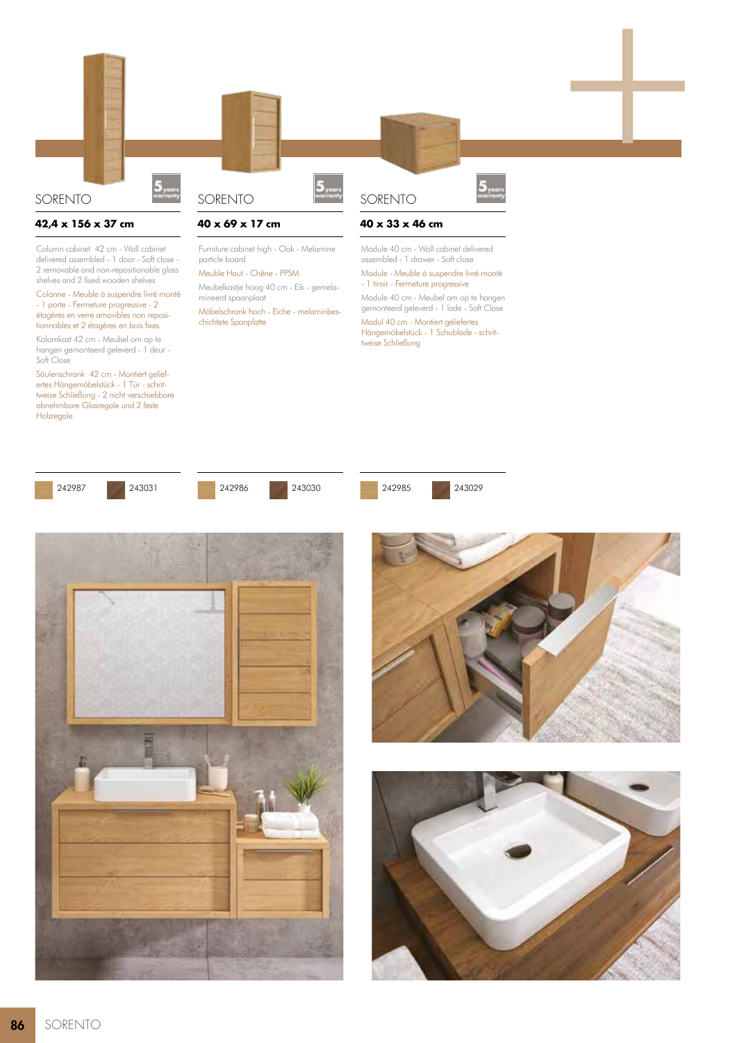## SORENTO

**42,4 x 156 x 37 cm**

Column cabinet 42 cm - Wall cabinet delivered assembled - 1 door - Soft close - 2 removable and non-repositionable glass shelves and 2 fixed wooden shelves

Colonne - Meuble à suspendre livré monté - 1 porte - Fermeture progressive - 2 étagères en verre amovibles non repositionnables et 2 étagères en bois fixes

Kolomkast 42 cm - Meubel om op te hangen gemonteerd geleverd - 1 deur - Soft Close

Säulenschrank 42 cm - Montiert geliefertes Hängemöbelstück - 1 Tür - schrittweise Schließung - 2 nicht verschiebbare abnehmbare Glasregale und 2 feste Holzregale

242987 243031

## SORENTO

**40 x 69 x 17 cm**

Furniture cabinet high - Oak - Melamine particle board

Meuble Haut - Chêne - PPSM

Meubelkastje hoog 40 cm - Eik - gemelamineerd spaanplaat

Möbelschrank hoch - Eiche - melaminbeschichtete Spanplatte

242986 243030

## SORENTO

**40 x 33 x 46 cm**

Module 40 cm - Wall cabinet delivered assembled - 1 drawer - Soft close

Module - Meuble à suspendre livré monté - 1 tiroir - Fermeture progressive

Module 40 cm - Meubel om op te hangen gemonteerd geleverd - 1 lade - Soft Close

Modul 40 cm - Montiert geliefertes Hängemöbelstück - 1 Schublade - schrittweise Schließung

242985 243029